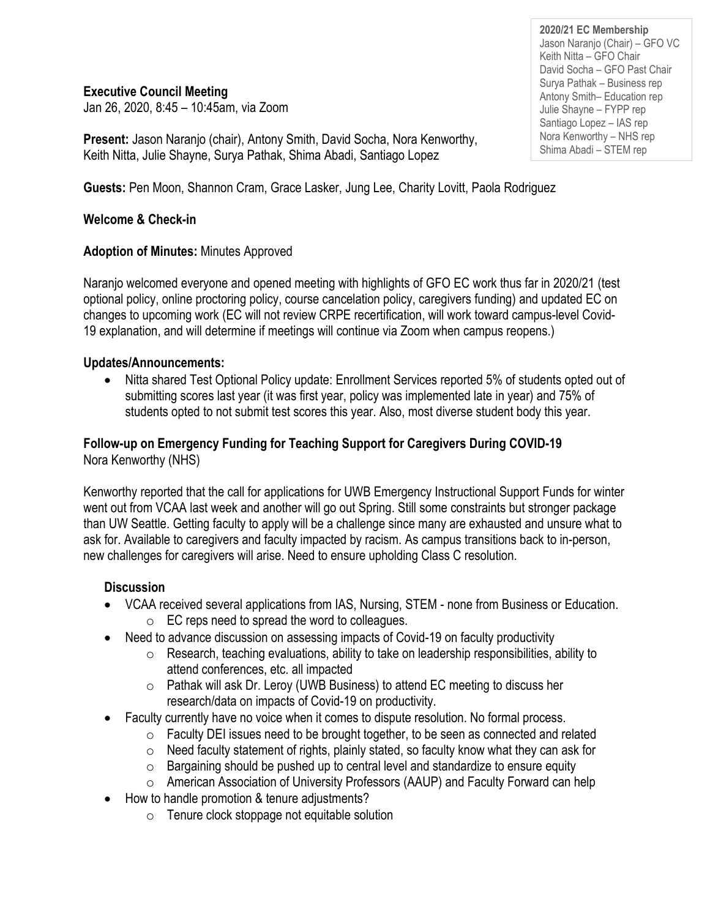**2020/21 EC Membership**
Jason Naranjo (Chair) – GFO VC
Keith Nitta – GFO Chair
David Socha – GFO Past Chair
Surya Pathak – Business rep
Antony Smith– Education rep
Julie Shayne – FYPP rep
Santiago Lopez – IAS rep
Nora Kenworthy – NHS rep
Shima Abadi – STEM rep

**Executive Council Meeting**
Jan 26, 2020, 8:45 – 10:45am, via Zoom

**Present:** Jason Naranjo (chair), Antony Smith, David Socha, Nora Kenworthy, Keith Nitta, Julie Shayne, Surya Pathak, Shima Abadi, Santiago Lopez

**Guests:** Pen Moon, Shannon Cram, Grace Lasker, Jung Lee, Charity Lovitt, Paola Rodriguez

**Welcome & Check-in**

**Adoption of Minutes:** Minutes Approved

Naranjo welcomed everyone and opened meeting with highlights of GFO EC work thus far in 2020/21 (test optional policy, online proctoring policy, course cancelation policy, caregivers funding) and updated EC on changes to upcoming work (EC will not review CRPE recertification, will work toward campus-level Covid-19 explanation, and will determine if meetings will continue via Zoom when campus reopens.)

**Updates/Announcements:**

- Nitta shared Test Optional Policy update: Enrollment Services reported 5% of students opted out of submitting scores last year (it was first year, policy was implemented late in year) and 75% of students opted to not submit test scores this year. Also, most diverse student body this year.

**Follow-up on Emergency Funding for Teaching Support for Caregivers During COVID-19**
Nora Kenworthy (NHS)

Kenworthy reported that the call for applications for UWB Emergency Instructional Support Funds for winter went out from VCAA last week and another will go out Spring. Still some constraints but stronger package than UW Seattle. Getting faculty to apply will be a challenge since many are exhausted and unsure what to ask for. Available to caregivers and faculty impacted by racism. As campus transitions back to in-person, new challenges for caregivers will arise. Need to ensure upholding Class C resolution.

**Discussion**

- VCAA received several applications from IAS, Nursing, STEM - none from Business or Education.
  - EC reps need to spread the word to colleagues.
- Need to advance discussion on assessing impacts of Covid-19 on faculty productivity
  - Research, teaching evaluations, ability to take on leadership responsibilities, ability to attend conferences, etc. all impacted
  - Pathak will ask Dr. Leroy (UWB Business) to attend EC meeting to discuss her research/data on impacts of Covid-19 on productivity.
- Faculty currently have no voice when it comes to dispute resolution. No formal process.
  - Faculty DEI issues need to be brought together, to be seen as connected and related
  - Need faculty statement of rights, plainly stated, so faculty know what they can ask for
  - Bargaining should be pushed up to central level and standardize to ensure equity
  - American Association of University Professors (AAUP) and Faculty Forward can help
- How to handle promotion & tenure adjustments?
  - Tenure clock stoppage not equitable solution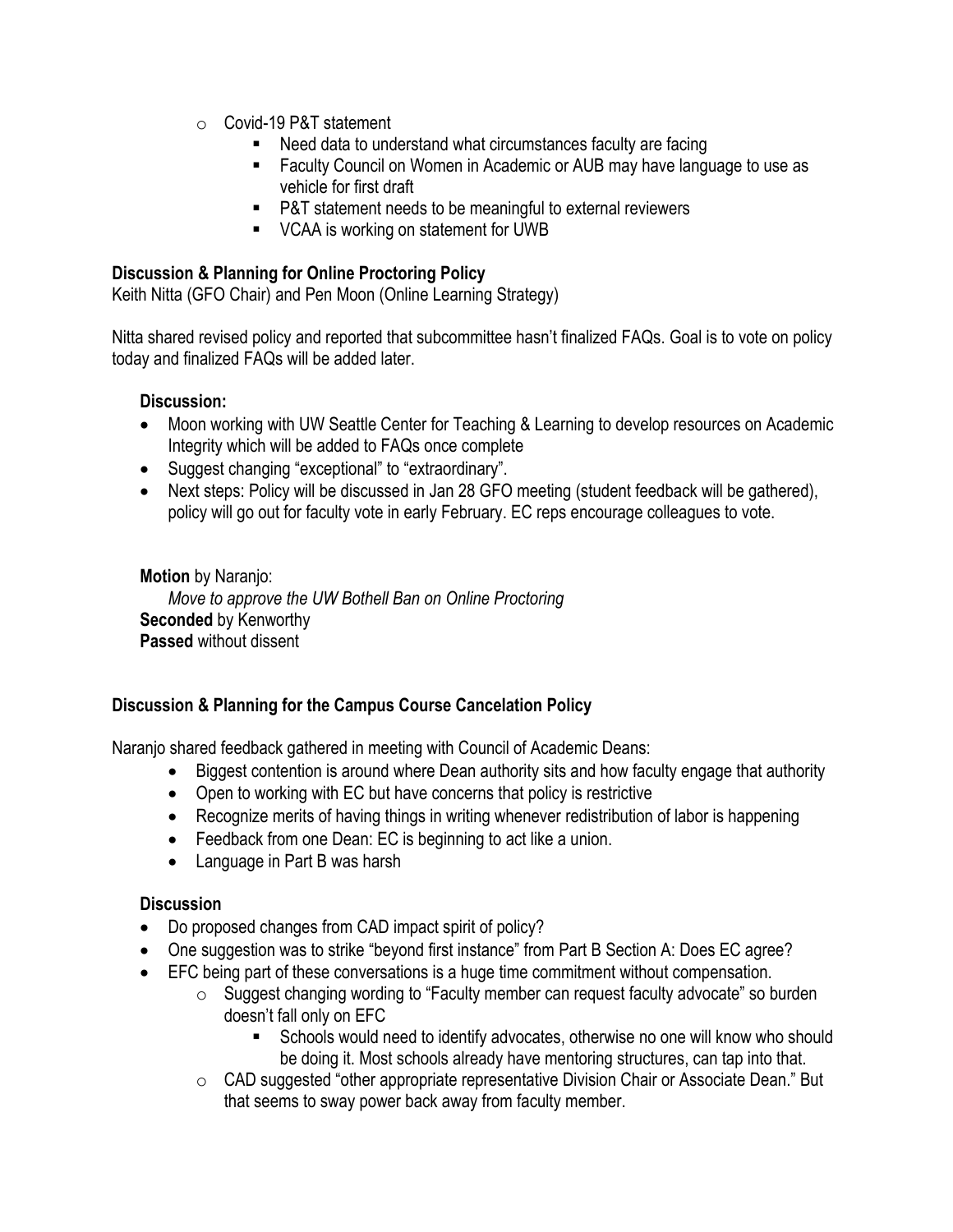- Covid-19 P&T statement
  - Need data to understand what circumstances faculty are facing
  - Faculty Council on Women in Academic or AUB may have language to use as vehicle for first draft
  - P&T statement needs to be meaningful to external reviewers
  - VCAA is working on statement for UWB

**Discussion & Planning for Online Proctoring Policy**

Keith Nitta (GFO Chair) and Pen Moon (Online Learning Strategy)

Nitta shared revised policy and reported that subcommittee hasn't finalized FAQs. Goal is to vote on policy today and finalized FAQs will be added later.

**Discussion:**

- Moon working with UW Seattle Center for Teaching & Learning to develop resources on Academic Integrity which will be added to FAQs once complete
- Suggest changing "exceptional" to "extraordinary".
- Next steps: Policy will be discussed in Jan 28 GFO meeting (student feedback will be gathered), policy will go out for faculty vote in early February. EC reps encourage colleagues to vote.

**Motion** by Naranjo:
*Move to approve the UW Bothell Ban on Online Proctoring*
**Seconded** by Kenworthy
**Passed** without dissent

**Discussion & Planning for the Campus Course Cancelation Policy**

Naranjo shared feedback gathered in meeting with Council of Academic Deans:

- Biggest contention is around where Dean authority sits and how faculty engage that authority
- Open to working with EC but have concerns that policy is restrictive
- Recognize merits of having things in writing whenever redistribution of labor is happening
- Feedback from one Dean: EC is beginning to act like a union.
- Language in Part B was harsh

**Discussion**

- Do proposed changes from CAD impact spirit of policy?
- One suggestion was to strike "beyond first instance" from Part B Section A: Does EC agree?
- EFC being part of these conversations is a huge time commitment without compensation.
  - Suggest changing wording to "Faculty member can request faculty advocate" so burden doesn't fall only on EFC
    - Schools would need to identify advocates, otherwise no one will know who should be doing it. Most schools already have mentoring structures, can tap into that.
  - CAD suggested "other appropriate representative Division Chair or Associate Dean." But that seems to sway power back away from faculty member.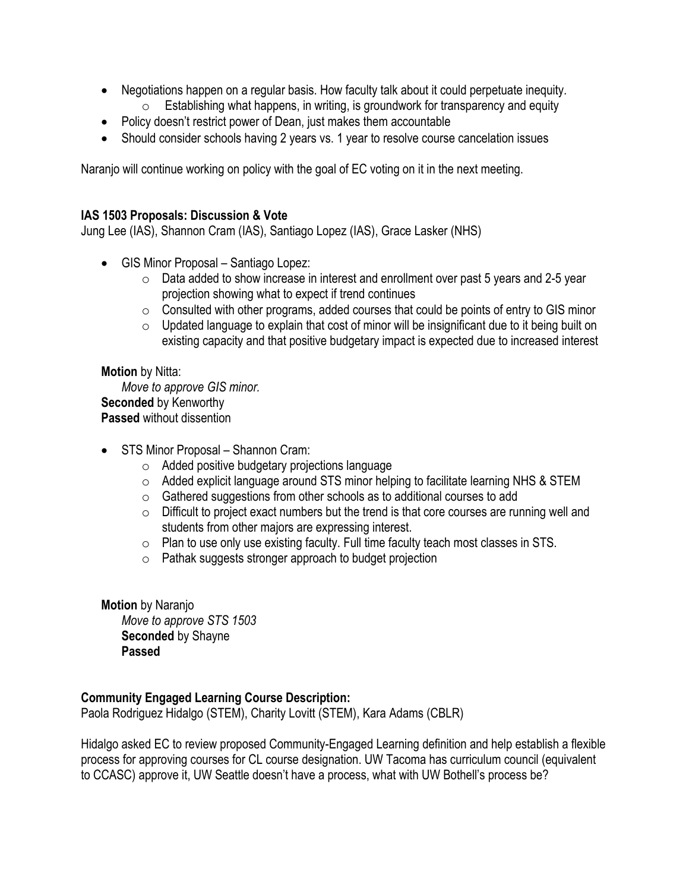- Negotiations happen on a regular basis. How faculty talk about it could perpetuate inequity.
  - Establishing what happens, in writing, is groundwork for transparency and equity
- Policy doesn't restrict power of Dean, just makes them accountable
- Should consider schools having 2 years vs. 1 year to resolve course cancelation issues

Naranjo will continue working on policy with the goal of EC voting on it in the next meeting.

**IAS 1503 Proposals: Discussion & Vote**
Jung Lee (IAS), Shannon Cram (IAS), Santiago Lopez (IAS), Grace Lasker (NHS)

- GIS Minor Proposal – Santiago Lopez:
  - Data added to show increase in interest and enrollment over past 5 years and 2-5 year projection showing what to expect if trend continues
  - Consulted with other programs, added courses that could be points of entry to GIS minor
  - Updated language to explain that cost of minor will be insignificant due to it being built on existing capacity and that positive budgetary impact is expected due to increased interest

**Motion** by Nitta:
*Move to approve GIS minor.*
**Seconded** by Kenworthy
**Passed** without dissention

- STS Minor Proposal – Shannon Cram:
  - Added positive budgetary projections language
  - Added explicit language around STS minor helping to facilitate learning NHS & STEM
  - Gathered suggestions from other schools as to additional courses to add
  - Difficult to project exact numbers but the trend is that core courses are running well and students from other majors are expressing interest.
  - Plan to use only use existing faculty. Full time faculty teach most classes in STS.
  - Pathak suggests stronger approach to budget projection

**Motion** by Naranjo
*Move to approve STS 1503*
**Seconded** by Shayne
**Passed**

**Community Engaged Learning Course Description:**
Paola Rodriguez Hidalgo (STEM), Charity Lovitt (STEM), Kara Adams (CBLR)

Hidalgo asked EC to review proposed Community-Engaged Learning definition and help establish a flexible process for approving courses for CL course designation. UW Tacoma has curriculum council (equivalent to CCASC) approve it, UW Seattle doesn't have a process, what with UW Bothell's process be?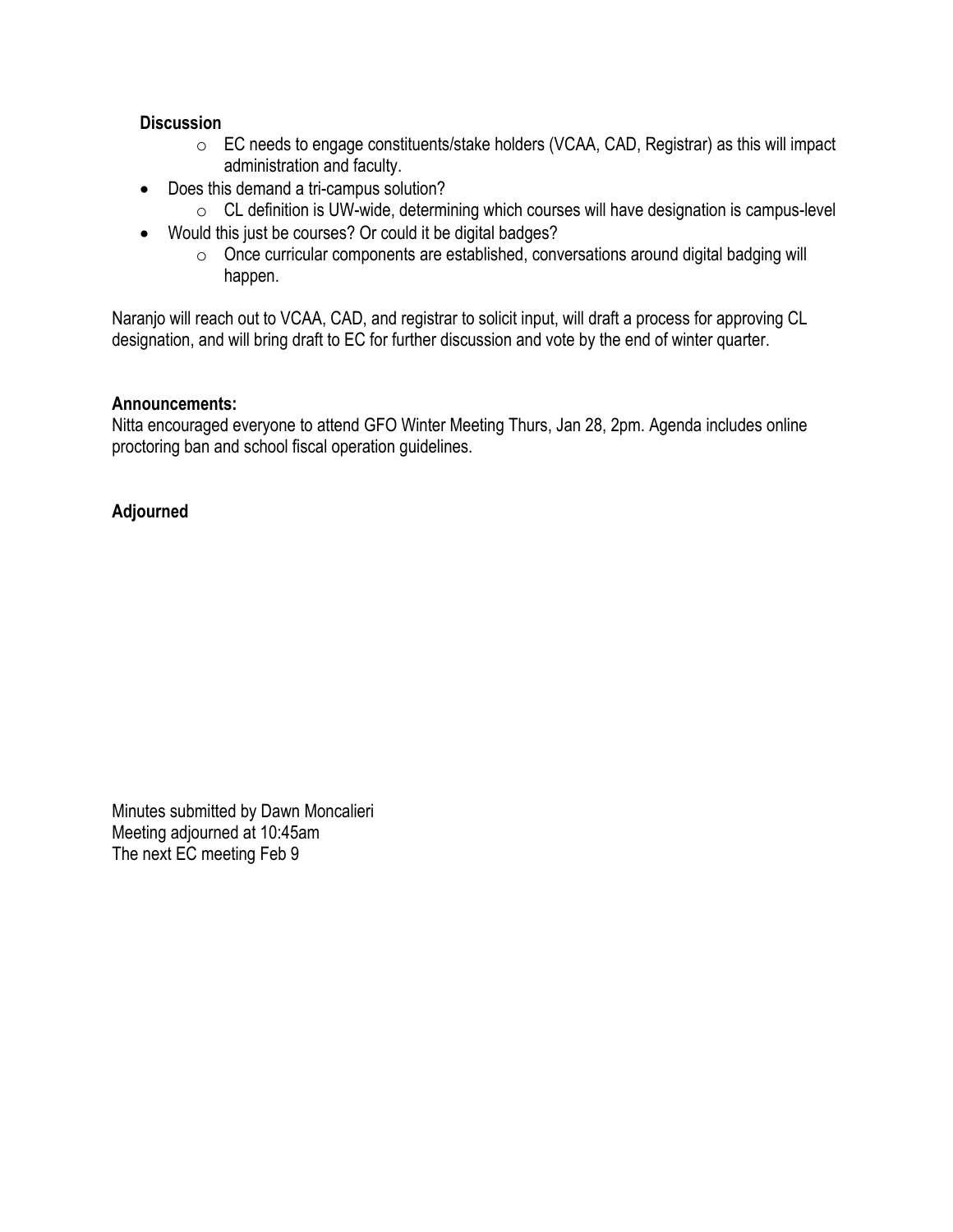**Discussion**

- EC needs to engage constituents/stake holders (VCAA, CAD, Registrar) as this will impact administration and faculty.

- Does this demand a tri-campus solution?
  - CL definition is UW-wide, determining which courses will have designation is campus-level
- Would this just be courses? Or could it be digital badges?
  - Once curricular components are established, conversations around digital badging will happen.

Naranjo will reach out to VCAA, CAD, and registrar to solicit input, will draft a process for approving CL designation, and will bring draft to EC for further discussion and vote by the end of winter quarter.

**Announcements:**

Nitta encouraged everyone to attend GFO Winter Meeting Thurs, Jan 28, 2pm. Agenda includes online proctoring ban and school fiscal operation guidelines.

**Adjourned**

Minutes submitted by Dawn Moncalieri
Meeting adjourned at 10:45am
The next EC meeting Feb 9